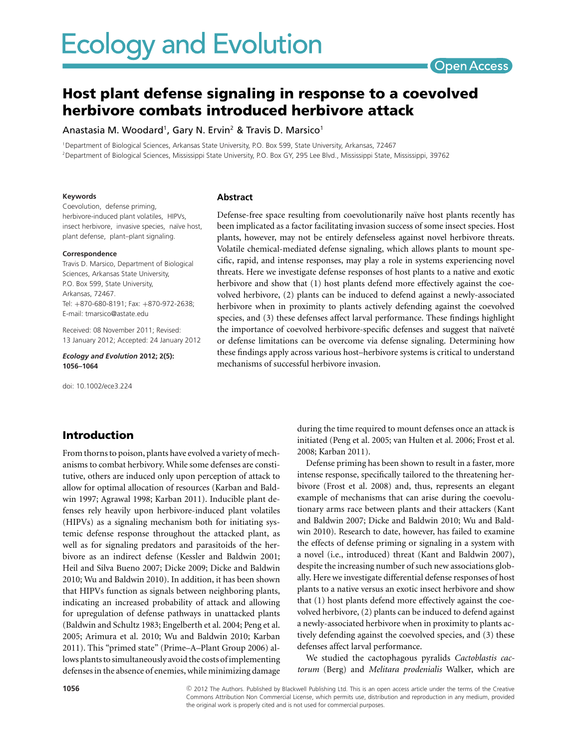# Host plant defense signaling in response to a coevolved herbivore combats introduced herbivore attack

Anastasia M. Woodard[1], Gary N. Ervin[2] & Travis D. Marsico[1]

[1]Department of Biological Sciences, Arkansas State University, P.O. Box 599, State University, Arkansas, 72467
[2]Department of Biological Sciences, Mississippi State University, P.O. Box GY, 295 Lee Blvd., Mississippi State, Mississippi, 39762

**Keywords**

Coevolution, defense priming, herbivore-induced plant volatiles, HIPVs, insect herbivore, invasive species, naïve host, plant defense, plant–plant signaling.

**Correspondence**

Travis D. Marsico, Department of Biological Sciences, Arkansas State University, P.O. Box 599, State University, Arkansas, 72467.
Tel: +870-680-8191; Fax: +870-972-2638; E-mail: tmarsico@astate.edu

Received: 08 November 2011; Revised: 13 January 2012; Accepted: 24 January 2012

***Ecology and Evolution* 2012; 2(5): 1056–1064**

doi: 10.1002/ece3.224

## Abstract

Defense-free space resulting from coevolutionarily naïve host plants recently has been implicated as a factor facilitating invasion success of some insect species. Host plants, however, may not be entirely defenseless against novel herbivore threats. Volatile chemical-mediated defense signaling, which allows plants to mount specific, rapid, and intense responses, may play a role in systems experiencing novel threats. Here we investigate defense responses of host plants to a native and exotic herbivore and show that (1) host plants defend more effectively against the coevolved herbivore, (2) plants can be induced to defend against a newly-associated herbivore when in proximity to plants actively defending against the coevolved species, and (3) these defenses affect larval performance. These findings highlight the importance of coevolved herbivore-specific defenses and suggest that naïveté or defense limitations can be overcome via defense signaling. Determining how these findings apply across various host–herbivore systems is critical to understand mechanisms of successful herbivore invasion.

## Introduction

From thorns to poison, plants have evolved a variety of mechanisms to combat herbivory. While some defenses are constitutive, others are induced only upon perception of attack to allow for optimal allocation of resources (Karban and Baldwin 1997; Agrawal 1998; Karban 2011). Inducible plant defenses rely heavily upon herbivore-induced plant volatiles (HIPVs) as a signaling mechanism both for initiating systemic defense response throughout the attacked plant, as well as for signaling predators and parasitoids of the herbivore as an indirect defense (Kessler and Baldwin 2001; Heil and Silva Bueno 2007; Dicke 2009; Dicke and Baldwin 2010; Wu and Baldwin 2010). In addition, it has been shown that HIPVs function as signals between neighboring plants, indicating an increased probability of attack and allowing for upregulation of defense pathways in unattacked plants (Baldwin and Schultz 1983; Engelberth et al. 2004; Peng et al. 2005; Arimura et al. 2010; Wu and Baldwin 2010; Karban 2011). This "primed state" (Prime–A–Plant Group 2006) allows plants to simultaneously avoid the costs of implementing defenses in the absence of enemies, while minimizing damage during the time required to mount defenses once an attack is initiated (Peng et al. 2005; van Hulten et al. 2006; Frost et al. 2008; Karban 2011).

Defense priming has been shown to result in a faster, more intense response, specifically tailored to the threatening herbivore (Frost et al. 2008) and, thus, represents an elegant example of mechanisms that can arise during the coevolutionary arms race between plants and their attackers (Kant and Baldwin 2007; Dicke and Baldwin 2010; Wu and Baldwin 2010). Research to date, however, has failed to examine the effects of defense priming or signaling in a system with a novel (i.e., introduced) threat (Kant and Baldwin 2007), despite the increasing number of such new associations globally. Here we investigate differential defense responses of host plants to a native versus an exotic insect herbivore and show that (1) host plants defend more effectively against the coevolved herbivore, (2) plants can be induced to defend against a newly-associated herbivore when in proximity to plants actively defending against the coevolved species, and (3) these defenses affect larval performance.

We studied the cactophagous pyralids *Cactoblastis cactorum* (Berg) and *Melitara prodenialis* Walker, which are

© 2012 The Authors. Published by Blackwell Publishing Ltd. This is an open access article under the terms of the Creative Commons Attribution Non Commercial License, which permits use, distribution and reproduction in any medium, provided the original work is properly cited and is not used for commercial purposes.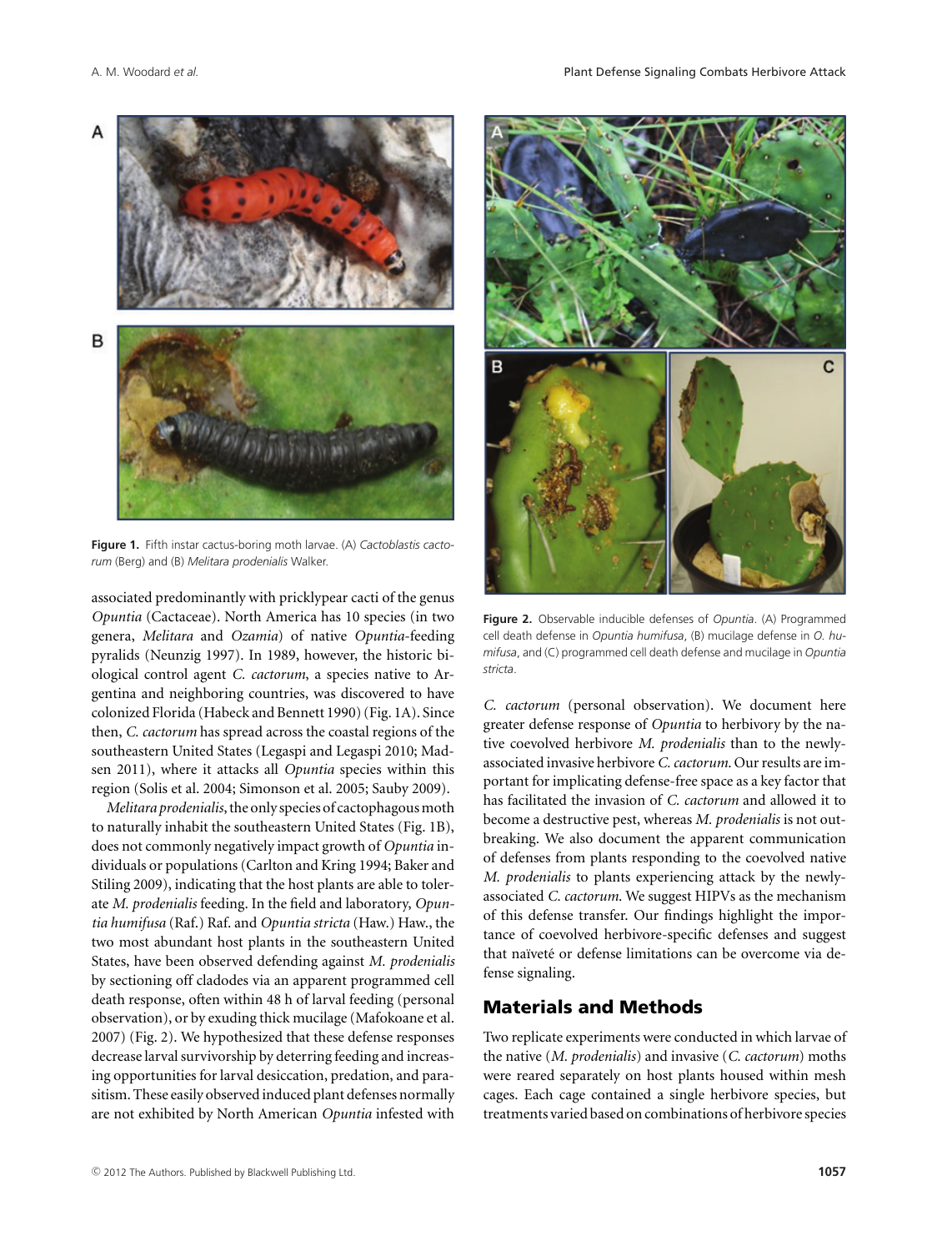**Figure 1.** Fifth instar cactus-boring moth larvae. (A) *Cactoblastis cactorum* (Berg) and (B) *Melitara prodenialis* Walker.

associated predominantly with pricklypear cacti of the genus *Opuntia* (Cactaceae). North America has 10 species (in two genera, *Melitara* and *Ozamia*) of native *Opuntia*-feeding pyralids (Neunzig 1997). In 1989, however, the historic biological control agent *C. cactorum*, a species native to Argentina and neighboring countries, was discovered to have colonized Florida (Habeck and Bennett 1990) (Fig. 1A). Since then, *C. cactorum* has spread across the coastal regions of the southeastern United States (Legaspi and Legaspi 2010; Madsen 2011), where it attacks all *Opuntia* species within this region (Solis et al. 2004; Simonson et al. 2005; Sauby 2009).

*Melitara prodenialis*, the only species of cactophagous moth to naturally inhabit the southeastern United States (Fig. 1B), does not commonly negatively impact growth of *Opuntia* individuals or populations (Carlton and Kring 1994; Baker and Stiling 2009), indicating that the host plants are able to tolerate *M. prodenialis* feeding. In the field and laboratory, *Opuntia humifusa* (Raf.) Raf. and *Opuntia stricta* (Haw.) Haw., the two most abundant host plants in the southeastern United States, have been observed defending against *M. prodenialis* by sectioning off cladodes via an apparent programmed cell death response, often within 48 h of larval feeding (personal observation), or by exuding thick mucilage (Mafokoane et al. 2007) (Fig. 2). We hypothesized that these defense responses decrease larval survivorship by deterring feeding and increasing opportunities for larval desiccation, predation, and parasitism. These easily observed induced plant defenses normally are not exhibited by North American *Opuntia* infested with *C. cactorum* (personal observation). We document here greater defense response of *Opuntia* to herbivory by the native coevolved herbivore *M. prodenialis* than to the newly-associated invasive herbivore *C. cactorum*. Our results are important for implicating defense-free space as a key factor that has facilitated the invasion of *C. cactorum* and allowed it to become a destructive pest, whereas *M. prodenialis* is not outbreaking. We also document the apparent communication of defenses from plants responding to the coevolved native *M. prodenialis* to plants experiencing attack by the newly-associated *C. cactorum*. We suggest HIPVs as the mechanism of this defense transfer. Our findings highlight the importance of coevolved herbivore-specific defenses and suggest that naïveté or defense limitations can be overcome via defense signaling.

**Figure 2.** Observable inducible defenses of *Opuntia*. (A) Programmed cell death defense in *Opuntia humifusa*, (B) mucilage defense in *O. humifusa*, and (C) programmed cell death defense and mucilage in *Opuntia stricta*.

## Materials and Methods

Two replicate experiments were conducted in which larvae of the native (*M. prodenialis*) and invasive (*C. cactorum*) moths were reared separately on host plants housed within mesh cages. Each cage contained a single herbivore species, but treatments varied based on combinations of herbivore species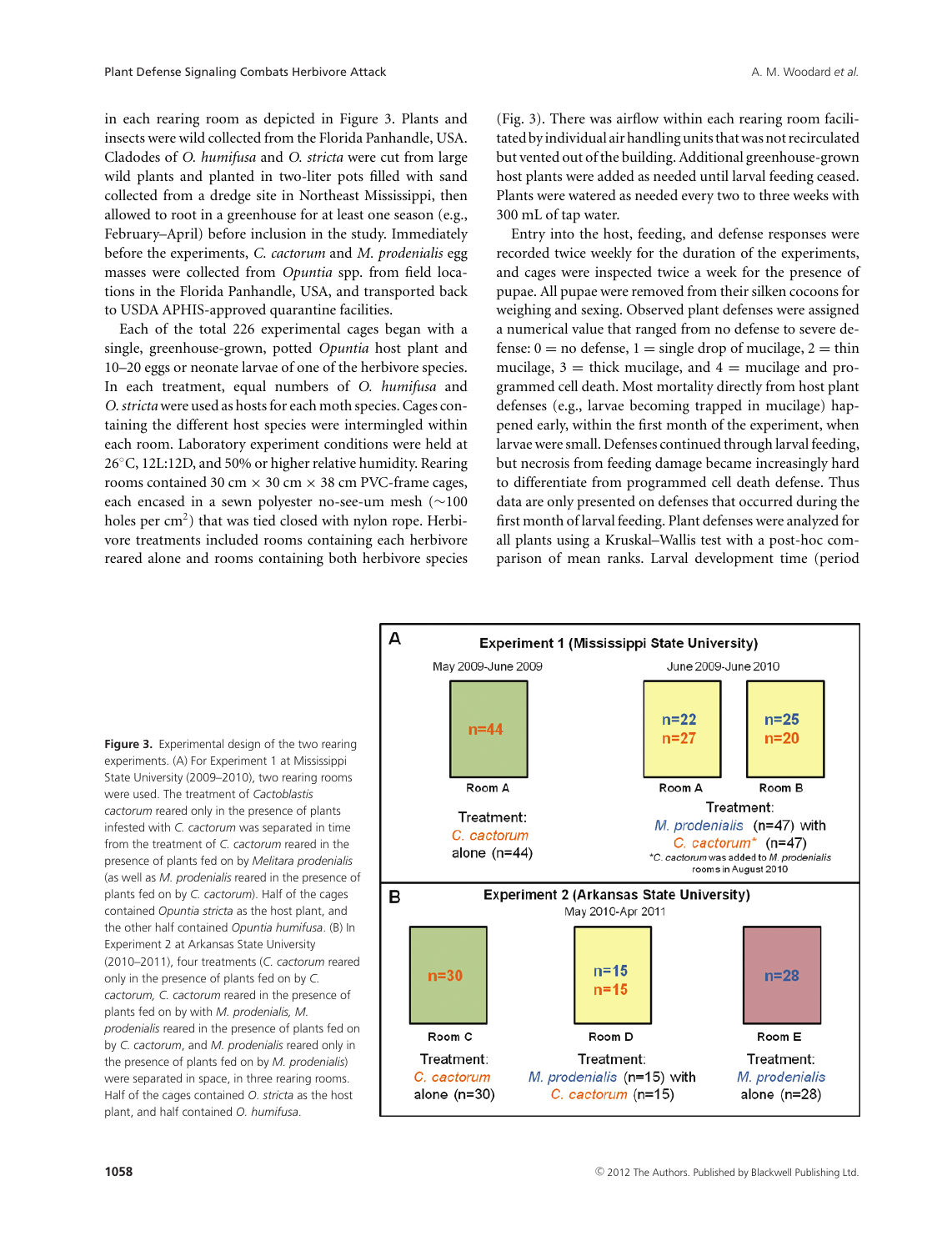in each rearing room as depicted in Figure 3. Plants and insects were wild collected from the Florida Panhandle, USA. Cladodes of *O. humifusa* and *O. stricta* were cut from large wild plants and planted in two-liter pots filled with sand collected from a dredge site in Northeast Mississippi, then allowed to root in a greenhouse for at least one season (e.g., February–April) before inclusion in the study. Immediately before the experiments, *C. cactorum* and *M. prodenialis* egg masses were collected from *Opuntia* spp. from field locations in the Florida Panhandle, USA, and transported back to USDA APHIS-approved quarantine facilities.

Each of the total 226 experimental cages began with a single, greenhouse-grown, potted *Opuntia* host plant and 10–20 eggs or neonate larvae of one of the herbivore species. In each treatment, equal numbers of *O. humifusa* and *O. stricta* were used as hosts for each moth species. Cages containing the different host species were intermingled within each room. Laboratory experiment conditions were held at 26°C, 12L:12D, and 50% or higher relative humidity. Rearing rooms contained 30 cm × 30 cm × 38 cm PVC-frame cages, each encased in a sewn polyester no-see-um mesh (~100 holes per cm$^2$) that was tied closed with nylon rope. Herbivore treatments included rooms containing each herbivore reared alone and rooms containing both herbivore species (Fig. 3). There was airflow within each rearing room facilitated by individual air handling units that was not recirculated but vented out of the building. Additional greenhouse-grown host plants were added as needed until larval feeding ceased. Plants were watered as needed every two to three weeks with 300 mL of tap water.

Entry into the host, feeding, and defense responses were recorded twice weekly for the duration of the experiments, and cages were inspected twice a week for the presence of pupae. All pupae were removed from their silken cocoons for weighing and sexing. Observed plant defenses were assigned a numerical value that ranged from no defense to severe defense: 0 = no defense, 1 = single drop of mucilage, 2 = thin mucilage, 3 = thick mucilage, and 4 = mucilage and programmed cell death. Most mortality directly from host plant defenses (e.g., larvae becoming trapped in mucilage) happened early, within the first month of the experiment, when larvae were small. Defenses continued through larval feeding, but necrosis from feeding damage became increasingly hard to differentiate from programmed cell death defense. Thus data are only presented on defenses that occurred during the first month of larval feeding. Plant defenses were analyzed for all plants using a Kruskal–Wallis test with a post-hoc comparison of mean ranks. Larval development time (period

**A** — Experiment 1 (Mississippi State University)

| May 2009-June 2009 | June 2009-June 2010 | |
|---|---|---|
| n=44 | n=22, n=27 | n=25, n=20 |
| Room A | Room A | Room B |
| Treatment: *C. cactorum* alone (n=44) | Treatment: *M. prodenialis* (n=47) with *C. cactorum** (n=47) | |

*C. cactorum was added to M. prodenialis rooms in August 2010

**B** — Experiment 2 (Arkansas State University), May 2010-Apr 2011

| Room C | Room D | Room E |
|---|---|---|
| n=30 | n=15, n=15 | n=28 |
| Treatment: *C. cactorum* alone (n=30) | Treatment: *M. prodenialis* (n=15) with *C. cactorum* (n=15) | Treatment: *M. prodenialis* alone (n=28) |

**Figure 3.** Experimental design of the two rearing experiments. (A) For Experiment 1 at Mississippi State University (2009–2010), two rearing rooms were used. The treatment of *Cactoblastis cactorum* reared only in the presence of plants infested with *C. cactorum* was separated in time from the treatment of *C. cactorum* reared in the presence of plants fed on by *Melitara prodenialis* (as well as *M. prodenialis* reared in the presence of plants fed on by *C. cactorum*). Half of the cages contained *Opuntia stricta* as the host plant, and the other half contained *Opuntia humifusa*. (B) In Experiment 2 at Arkansas State University (2010–2011), four treatments (*C. cactorum* reared only in the presence of plants fed on by *C. cactorum*, *C. cactorum* reared in the presence of plants fed on by with *M. prodenialis*, *M. prodenialis* reared in the presence of plants fed on by *C. cactorum*, and *M. prodenialis* reared only in the presence of plants fed on by *M. prodenialis*) were separated in space, in three rearing rooms. Half of the cages contained *O. stricta* as the host plant, and half contained *O. humifusa*.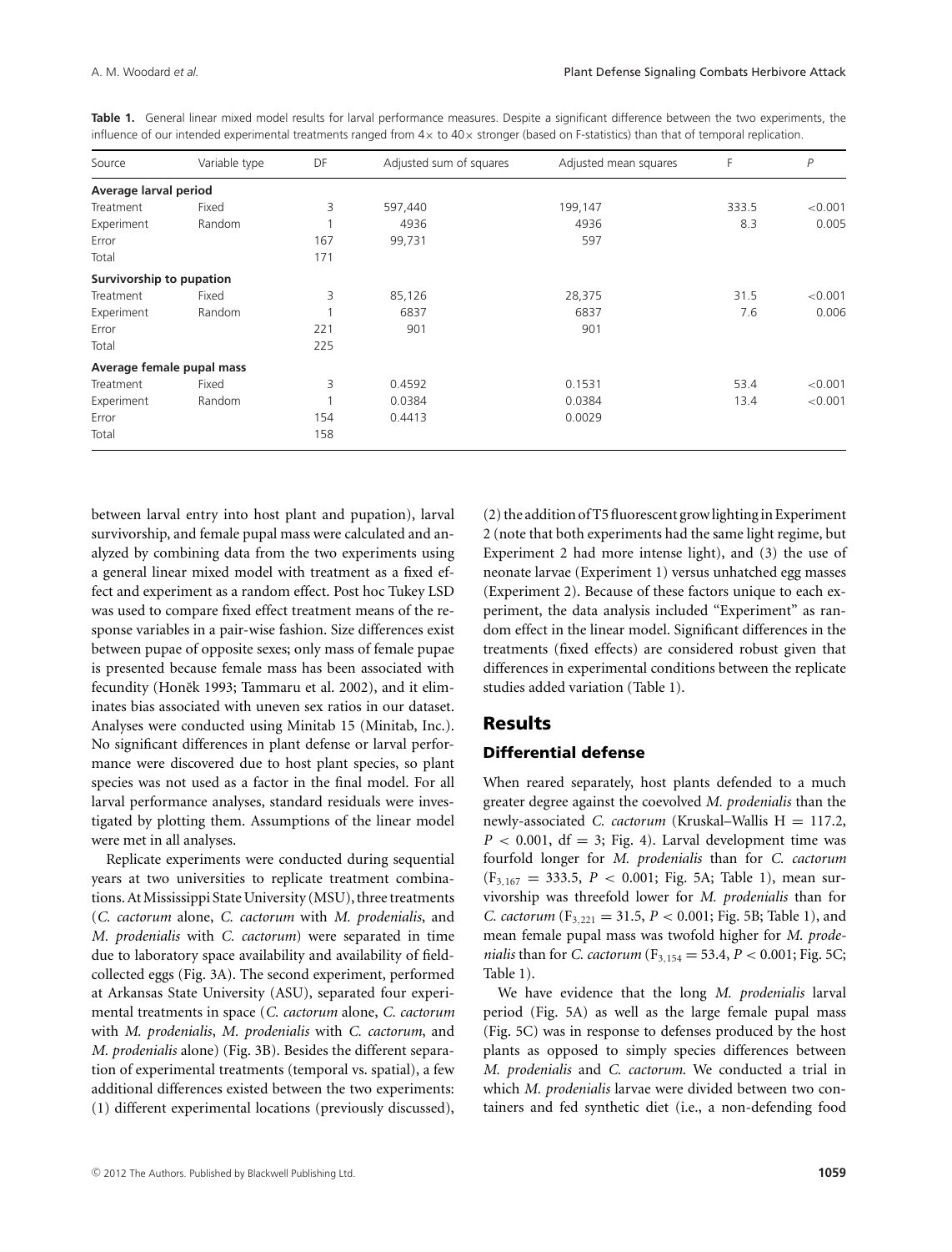**Table 1.** General linear mixed model results for larval performance measures. Despite a significant difference between the two experiments, the influence of our intended experimental treatments ranged from 4× to 40× stronger (based on F-statistics) than that of temporal replication.

| Source | Variable type | DF | Adjusted sum of squares | Adjusted mean squares | F | *P* |
|---|---|---|---|---|---|---|
| **Average larval period** | | | | | | |
| Treatment | Fixed | 3 | 597,440 | 199,147 | 333.5 | <0.001 |
| Experiment | Random | 1 | 4936 | 4936 | 8.3 | 0.005 |
| Error | | 167 | 99,731 | 597 | | |
| Total | | 171 | | | | |
| **Survivorship to pupation** | | | | | | |
| Treatment | Fixed | 3 | 85,126 | 28,375 | 31.5 | <0.001 |
| Experiment | Random | 1 | 6837 | 6837 | 7.6 | 0.006 |
| Error | | 221 | 901 | 901 | | |
| Total | | 225 | | | | |
| **Average female pupal mass** | | | | | | |
| Treatment | Fixed | 3 | 0.4592 | 0.1531 | 53.4 | <0.001 |
| Experiment | Random | 1 | 0.0384 | 0.0384 | 13.4 | <0.001 |
| Error | | 154 | 0.4413 | 0.0029 | | |
| Total | | 158 | | | | |

between larval entry into host plant and pupation), larval survivorship, and female pupal mass were calculated and analyzed by combining data from the two experiments using a general linear mixed model with treatment as a fixed effect and experiment as a random effect. Post hoc Tukey LSD was used to compare fixed effect treatment means of the response variables in a pair-wise fashion. Size differences exist between pupae of opposite sexes; only mass of female pupae is presented because female mass has been associated with fecundity (Honěk 1993; Tammaru et al. 2002), and it eliminates bias associated with uneven sex ratios in our dataset. Analyses were conducted using Minitab 15 (Minitab, Inc.). No significant differences in plant defense or larval performance were discovered due to host plant species, so plant species was not used as a factor in the final model. For all larval performance analyses, standard residuals were investigated by plotting them. Assumptions of the linear model were met in all analyses.

Replicate experiments were conducted during sequential years at two universities to replicate treatment combinations. At Mississippi State University (MSU), three treatments (*C. cactorum* alone, *C. cactorum* with *M. prodenialis*, and *M. prodenialis* with *C. cactorum*) were separated in time due to laboratory space availability and availability of field-collected eggs (Fig. 3A). The second experiment, performed at Arkansas State University (ASU), separated four experimental treatments in space (*C. cactorum* alone, *C. cactorum* with *M. prodenialis*, *M. prodenialis* with *C. cactorum*, and *M. prodenialis* alone) (Fig. 3B). Besides the different separation of experimental treatments (temporal vs. spatial), a few additional differences existed between the two experiments: (1) different experimental locations (previously discussed), (2) the addition of T5 fluorescent grow lighting in Experiment 2 (note that both experiments had the same light regime, but Experiment 2 had more intense light), and (3) the use of neonate larvae (Experiment 1) versus unhatched egg masses (Experiment 2). Because of these factors unique to each experiment, the data analysis included "Experiment" as random effect in the linear model. Significant differences in the treatments (fixed effects) are considered robust given that differences in experimental conditions between the replicate studies added variation (Table 1).

## Results

### Differential defense

When reared separately, host plants defended to a much greater degree against the coevolved *M. prodenialis* than the newly-associated *C. cactorum* (Kruskal–Wallis H = 117.2, $P < 0.001$, df = 3; Fig. 4). Larval development time was fourfold longer for *M. prodenialis* than for *C. cactorum* ($F_{3,167} = 333.5$, $P < 0.001$; Fig. 5A; Table 1), mean survivorship was threefold lower for *M. prodenialis* than for *C. cactorum* ($F_{3,221} = 31.5$, $P < 0.001$; Fig. 5B; Table 1), and mean female pupal mass was twofold higher for *M. prodenialis* than for *C. cactorum* ($F_{3,154} = 53.4$, $P < 0.001$; Fig. 5C; Table 1).

We have evidence that the long *M. prodenialis* larval period (Fig. 5A) as well as the large female pupal mass (Fig. 5C) was in response to defenses produced by the host plants as opposed to simply species differences between *M. prodenialis* and *C. cactorum*. We conducted a trial in which *M. prodenialis* larvae were divided between two containers and fed synthetic diet (i.e., a non-defending food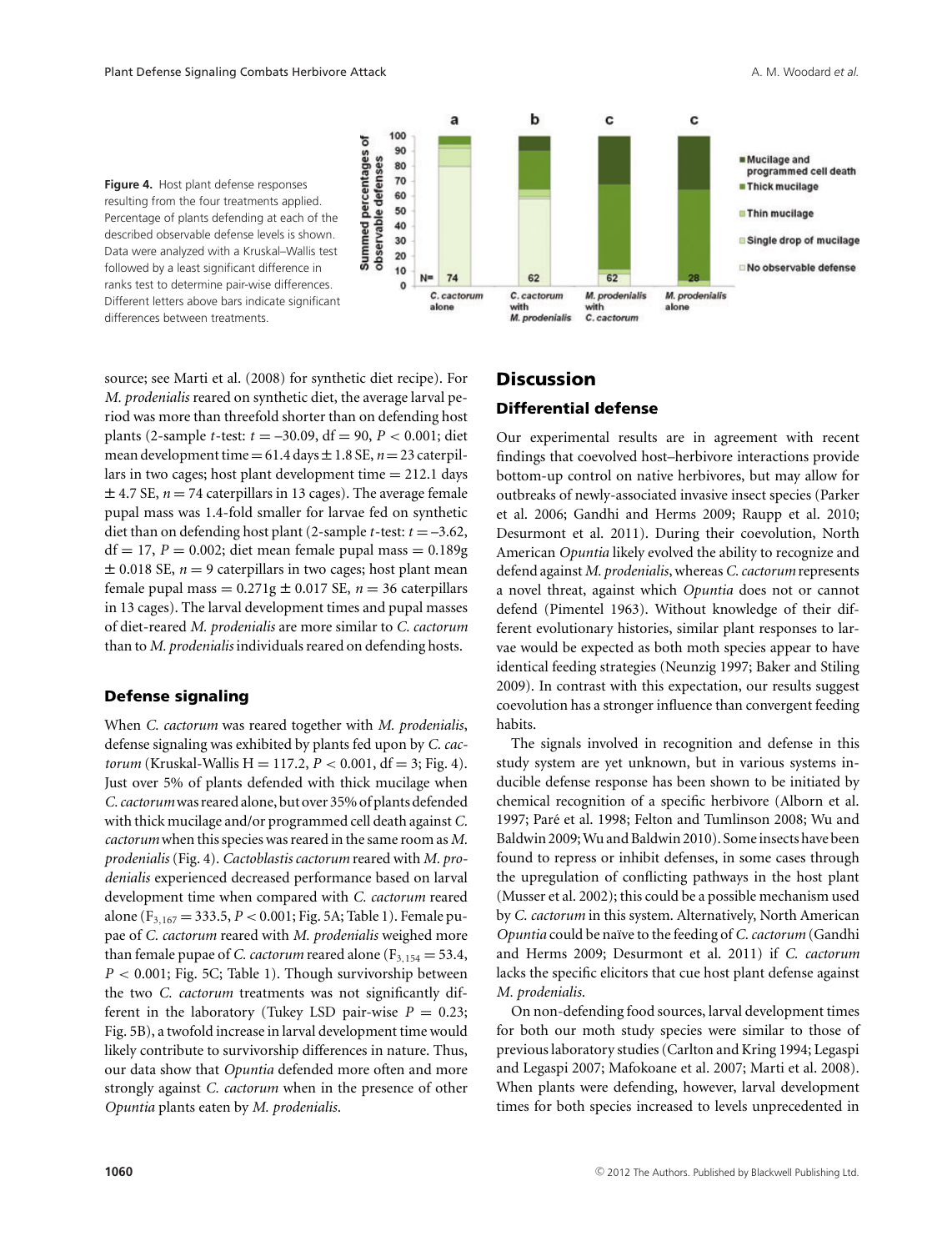Figure 4. Host plant defense responses resulting from the four treatments applied. Percentage of plants defending at each of the described observable defense levels is shown. Data were analyzed with a Kruskal–Wallis test followed by a least significant difference in ranks test to determine pair-wise differences. Different letters above bars indicate significant differences between treatments.

source; see Marti et al. (2008) for synthetic diet recipe). For *M. prodenialis* reared on synthetic diet, the average larval period was more than threefold shorter than on defending host plants (2-sample *t*-test: $t = -30.09$, df $= 90$, $P < 0.001$; diet mean development time $= 61.4$ days $\pm$ 1.8 SE, $n = 23$ caterpillars in two cages; host plant development time $= 212.1$ days $\pm$ 4.7 SE, $n = 74$ caterpillars in 13 cages). The average female pupal mass was 1.4-fold smaller for larvae fed on synthetic diet than on defending host plant (2-sample *t*-test: $t = -3.62$, df $= 17$, $P = 0.002$; diet mean female pupal mass $= 0.189$g $\pm$ 0.018 SE, $n = 9$ caterpillars in two cages; host plant mean female pupal mass $= 0.271$g $\pm$ 0.017 SE, $n = 36$ caterpillars in 13 cages). The larval development times and pupal masses of diet-reared *M. prodenialis* are more similar to *C. cactorum* than to *M. prodenialis* individuals reared on defending hosts.

### Defense signaling

When *C. cactorum* was reared together with *M. prodenialis*, defense signaling was exhibited by plants fed upon by *C. cactorum* (Kruskal-Wallis H $= 117.2$, $P < 0.001$, df $= 3$; Fig. 4). Just over 5% of plants defended with thick mucilage when *C. cactorum* was reared alone, but over 35% of plants defended with thick mucilage and/or programmed cell death against *C. cactorum* when this species was reared in the same room as *M. prodenialis* (Fig. 4). *Cactoblastis cactorum* reared with *M. prodenialis* experienced decreased performance based on larval development time when compared with *C. cactorum* reared alone ($F_{3,167} = 333.5$, $P < 0.001$; Fig. 5A; Table 1). Female pupae of *C. cactorum* reared with *M. prodenialis* weighed more than female pupae of *C. cactorum* reared alone ($F_{3,154} = 53.4$, $P < 0.001$; Fig. 5C; Table 1). Though survivorship between the two *C. cactorum* treatments was not significantly different in the laboratory (Tukey LSD pair-wise $P = 0.23$; Fig. 5B), a twofold increase in larval development time would likely contribute to survivorship differences in nature. Thus, our data show that *Opuntia* defended more often and more strongly against *C. cactorum* when in the presence of other *Opuntia* plants eaten by *M. prodenialis*.

## Discussion

### Differential defense

Our experimental results are in agreement with recent findings that coevolved host–herbivore interactions provide bottom-up control on native herbivores, but may allow for outbreaks of newly-associated invasive insect species (Parker et al. 2006; Gandhi and Herms 2009; Raupp et al. 2010; Desurmont et al. 2011). During their coevolution, North American *Opuntia* likely evolved the ability to recognize and defend against *M. prodenialis*, whereas *C. cactorum* represents a novel threat, against which *Opuntia* does not or cannot defend (Pimentel 1963). Without knowledge of their different evolutionary histories, similar plant responses to larvae would be expected as both moth species appear to have identical feeding strategies (Neunzig 1997; Baker and Stiling 2009). In contrast with this expectation, our results suggest coevolution has a stronger influence than convergent feeding habits.

The signals involved in recognition and defense in this study system are yet unknown, but in various systems inducible defense response has been shown to be initiated by chemical recognition of a specific herbivore (Alborn et al. 1997; Paré et al. 1998; Felton and Tumlinson 2008; Wu and Baldwin 2009; Wu and Baldwin 2010). Some insects have been found to repress or inhibit defenses, in some cases through the upregulation of conflicting pathways in the host plant (Musser et al. 2002); this could be a possible mechanism used by *C. cactorum* in this system. Alternatively, North American *Opuntia* could be naïve to the feeding of *C. cactorum* (Gandhi and Herms 2009; Desurmont et al. 2011) if *C. cactorum* lacks the specific elicitors that cue host plant defense against *M. prodenialis*.

On non-defending food sources, larval development times for both our moth study species were similar to those of previous laboratory studies (Carlton and Kring 1994; Legaspi and Legaspi 2007; Mafokoane et al. 2007; Marti et al. 2008). When plants were defending, however, larval development times for both species increased to levels unprecedented in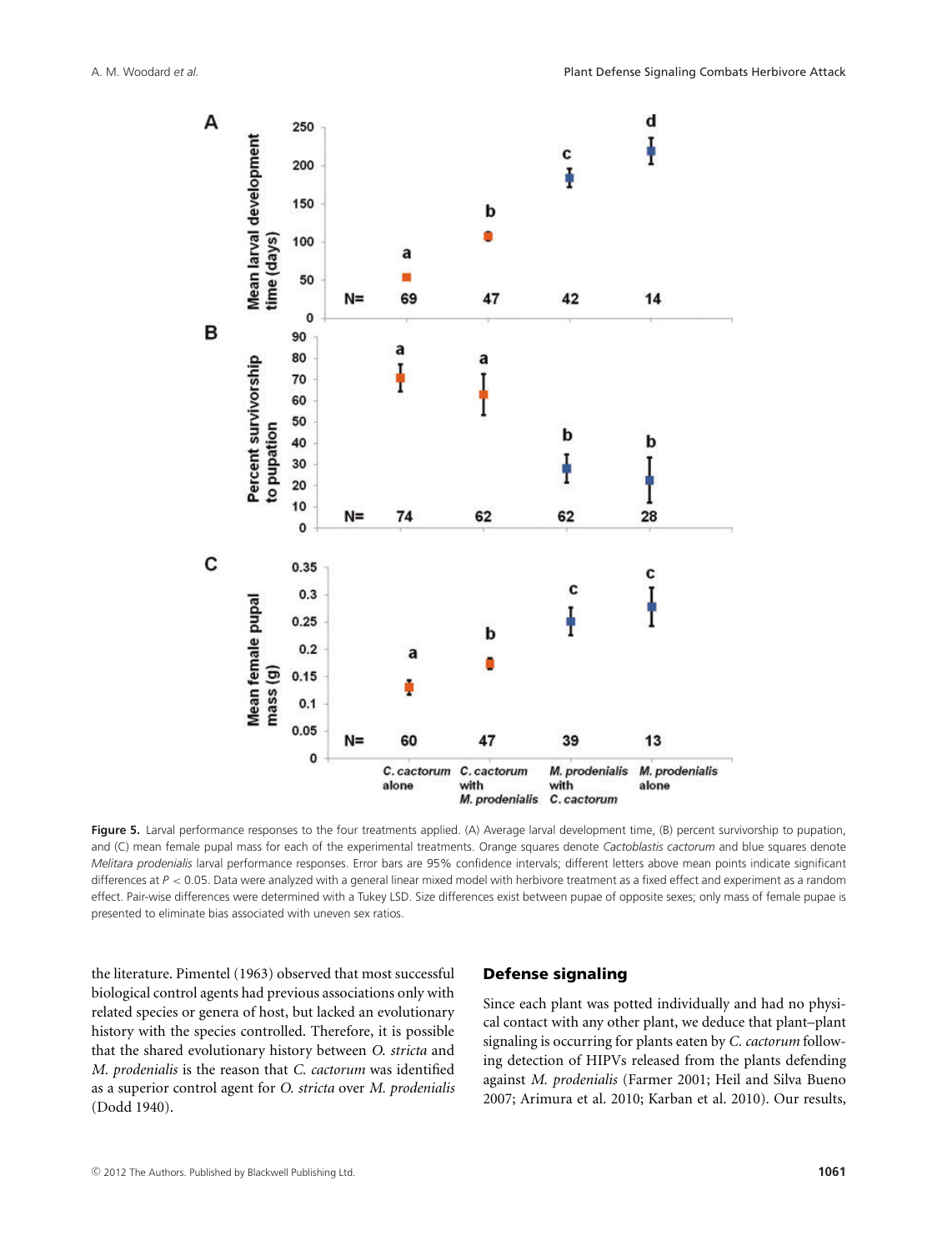Figure 5. Larval performance responses to the four treatments applied. (A) Average larval development time, (B) percent survivorship to pupation, and (C) mean female pupal mass for each of the experimental treatments. Orange squares denote *Cactoblastis cactorum* and blue squares denote *Melitara prodenialis* larval performance responses. Error bars are 95% confidence intervals; different letters above mean points indicate significant differences at $P < 0.05$. Data were analyzed with a general linear mixed model with herbivore treatment as a fixed effect and experiment as a random effect. Pair-wise differences were determined with a Tukey LSD. Size differences exist between pupae of opposite sexes; only mass of female pupae is presented to eliminate bias associated with uneven sex ratios.

the literature. Pimentel (1963) observed that most successful biological control agents had previous associations only with related species or genera of host, but lacked an evolutionary history with the species controlled. Therefore, it is possible that the shared evolutionary history between *O. stricta* and *M. prodenialis* is the reason that *C. cactorum* was identified as a superior control agent for *O. stricta* over *M. prodenialis* (Dodd 1940).

## Defense signaling

Since each plant was potted individually and had no physical contact with any other plant, we deduce that plant–plant signaling is occurring for plants eaten by *C. cactorum* following detection of HIPVs released from the plants defending against *M. prodenialis* (Farmer 2001; Heil and Silva Bueno 2007; Arimura et al. 2010; Karban et al. 2010). Our results,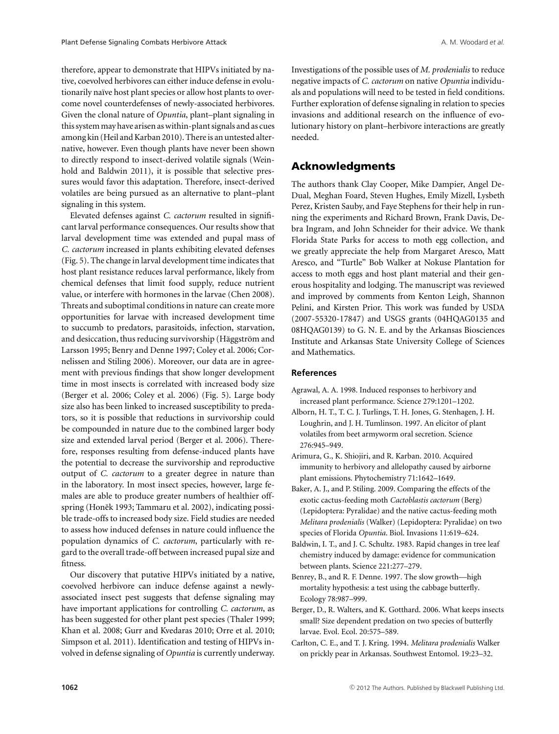therefore, appear to demonstrate that HIPVs initiated by native, coevolved herbivores can either induce defense in evolutionarily naïve host plant species or allow host plants to overcome novel counterdefenses of newly-associated herbivores. Given the clonal nature of *Opuntia*, plant–plant signaling in this system may have arisen as within-plant signals and as cues among kin (Heil and Karban 2010). There is an untested alternative, however. Even though plants have never been shown to directly respond to insect-derived volatile signals (Weinhold and Baldwin 2011), it is possible that selective pressures would favor this adaptation. Therefore, insect-derived volatiles are being pursued as an alternative to plant–plant signaling in this system.

Elevated defenses against *C. cactorum* resulted in significant larval performance consequences. Our results show that larval development time was extended and pupal mass of *C. cactorum* increased in plants exhibiting elevated defenses (Fig. 5). The change in larval development time indicates that host plant resistance reduces larval performance, likely from chemical defenses that limit food supply, reduce nutrient value, or interfere with hormones in the larvae (Chen 2008). Threats and suboptimal conditions in nature can create more opportunities for larvae with increased development time to succumb to predators, parasitoids, infection, starvation, and desiccation, thus reducing survivorship (Häggström and Larsson 1995; Benry and Denne 1997; Coley et al. 2006; Cornelissen and Stiling 2006). Moreover, our data are in agreement with previous findings that show longer development time in most insects is correlated with increased body size (Berger et al. 2006; Coley et al. 2006) (Fig. 5). Large body size also has been linked to increased susceptibility to predators, so it is possible that reductions in survivorship could be compounded in nature due to the combined larger body size and extended larval period (Berger et al. 2006). Therefore, responses resulting from defense-induced plants have the potential to decrease the survivorship and reproductive output of *C. cactorum* to a greater degree in nature than in the laboratory. In most insect species, however, large females are able to produce greater numbers of healthier offspring (Honěk 1993; Tammaru et al. 2002), indicating possible trade-offs to increased body size. Field studies are needed to assess how induced defenses in nature could influence the population dynamics of *C. cactorum*, particularly with regard to the overall trade-off between increased pupal size and fitness.

Our discovery that putative HIPVs initiated by a native, coevolved herbivore can induce defense against a newly-associated insect pest suggests that defense signaling may have important applications for controlling *C. cactorum*, as has been suggested for other plant pest species (Thaler 1999; Khan et al. 2008; Gurr and Kvedaras 2010; Orre et al. 2010; Simpson et al. 2011). Identification and testing of HIPVs involved in defense signaling of *Opuntia* is currently underway. Investigations of the possible uses of *M. prodenialis* to reduce negative impacts of *C. cactorum* on native *Opuntia* individuals and populations will need to be tested in field conditions. Further exploration of defense signaling in relation to species invasions and additional research on the influence of evolutionary history on plant–herbivore interactions are greatly needed.

## Acknowledgments

The authors thank Clay Cooper, Mike Dampier, Angel De-Dual, Meghan Foard, Steven Hughes, Emily Mizell, Lysbeth Perez, Kristen Sauby, and Faye Stephens for their help in running the experiments and Richard Brown, Frank Davis, Debra Ingram, and John Schneider for their advice. We thank Florida State Parks for access to moth egg collection, and we greatly appreciate the help from Margaret Aresco, Matt Aresco, and "Turtle" Bob Walker at Nokuse Plantation for access to moth eggs and host plant material and their generous hospitality and lodging. The manuscript was reviewed and improved by comments from Kenton Leigh, Shannon Pelini, and Kirsten Prior. This work was funded by USDA (2007-55320-17847) and USGS grants (04HQAG0135 and 08HQAG0139) to G. N. E. and by the Arkansas Biosciences Institute and Arkansas State University College of Sciences and Mathematics.

### References

Agrawal, A. A. 1998. Induced responses to herbivory and increased plant performance. Science 279:1201–1202.

Alborn, H. T., T. C. J. Turlings, T. H. Jones, G. Stenhagen, J. H. Loughrin, and J. H. Tumlinson. 1997. An elicitor of plant volatiles from beet armyworm oral secretion. Science 276:945–949.

Arimura, G., K. Shiojiri, and R. Karban. 2010. Acquired immunity to herbivory and allelopathy caused by airborne plant emissions. Phytochemistry 71:1642–1649.

Baker, A. J., and P. Stiling. 2009. Comparing the effects of the exotic cactus-feeding moth *Cactoblastis cactorum* (Berg) (Lepidoptera: Pyralidae) and the native cactus-feeding moth *Melitara prodenialis* (Walker) (Lepidoptera: Pyralidae) on two species of Florida *Opuntia*. Biol. Invasions 11:619–624.

Baldwin, I. T., and J. C. Schultz. 1983. Rapid changes in tree leaf chemistry induced by damage: evidence for communication between plants. Science 221:277–279.

Benrey, B., and R. F. Denne. 1997. The slow growth—high mortality hypothesis: a test using the cabbage butterfly. Ecology 78:987–999.

Berger, D., R. Walters, and K. Gotthard. 2006. What keeps insects small? Size dependent predation on two species of butterfly larvae. Evol. Ecol. 20:575–589.

Carlton, C. E., and T. J. Kring. 1994. *Melitara prodenialis* Walker on prickly pear in Arkansas. Southwest Entomol. 19:23–32.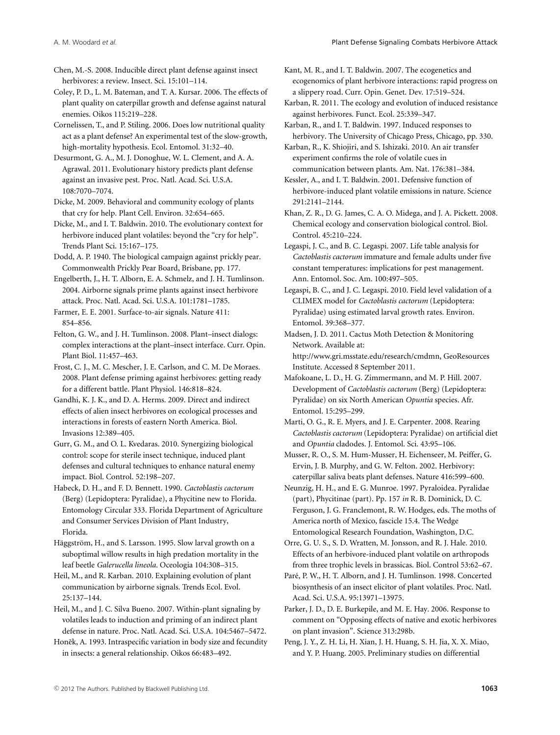Chen, M.-S. 2008. Inducible direct plant defense against insect herbivores: a review. Insect. Sci. 15:101–114.

Coley, P. D., L. M. Bateman, and T. A. Kursar. 2006. The effects of plant quality on caterpillar growth and defense against natural enemies. Oikos 115:219–228.

Cornelissen, T., and P. Stiling. 2006. Does low nutritional quality act as a plant defense? An experimental test of the slow-growth, high-mortality hypothesis. Ecol. Entomol. 31:32–40.

Desurmont, G. A., M. J. Donoghue, W. L. Clement, and A. A. Agrawal. 2011. Evolutionary history predicts plant defense against an invasive pest. Proc. Natl. Acad. Sci. U.S.A. 108:7070–7074.

Dicke, M. 2009. Behavioral and community ecology of plants that cry for help. Plant Cell. Environ. 32:654–665.

Dicke, M., and I. T. Baldwin. 2010. The evolutionary context for herbivore induced plant volatiles: beyond the "cry for help". Trends Plant Sci. 15:167–175.

Dodd, A. P. 1940. The biological campaign against prickly pear. Commonwealth Prickly Pear Board, Brisbane, pp. 177.

Engelberth, J., H. T. Alborn, E. A. Schmelz, and J. H. Tumlinson. 2004. Airborne signals prime plants against insect herbivore attack. Proc. Natl. Acad. Sci. U.S.A. 101:1781–1785.

Farmer, E. E. 2001. Surface-to-air signals. Nature 411: 854–856.

Felton, G. W., and J. H. Tumlinson. 2008. Plant–insect dialogs: complex interactions at the plant–insect interface. Curr. Opin. Plant Biol. 11:457–463.

Frost, C. J., M. C. Mescher, J. E. Carlson, and C. M. De Moraes. 2008. Plant defense priming against herbivores: getting ready for a different battle. Plant Physiol. 146:818–824.

Gandhi, K. J. K., and D. A. Herms. 2009. Direct and indirect effects of alien insect herbivores on ecological processes and interactions in forests of eastern North America. Biol. Invasions 12:389–405.

Gurr, G. M., and O. L. Kvedaras. 2010. Synergizing biological control: scope for sterile insect technique, induced plant defenses and cultural techniques to enhance natural enemy impact. Biol. Control. 52:198–207.

Habeck, D. H., and F. D. Bennett. 1990. *Cactoblastis cactorum* (Berg) (Lepidoptera: Pyralidae), a Phycitine new to Florida. Entomology Circular 333. Florida Department of Agriculture and Consumer Services Division of Plant Industry, Florida.

Häggström, H., and S. Larsson. 1995. Slow larval growth on a suboptimal willow results in high predation mortality in the leaf beetle *Galerucella lineola*. Oceologia 104:308–315.

Heil, M., and R. Karban. 2010. Explaining evolution of plant communication by airborne signals. Trends Ecol. Evol. 25:137–144.

Heil, M., and J. C. Silva Bueno. 2007. Within-plant signaling by volatiles leads to induction and priming of an indirect plant defense in nature. Proc. Natl. Acad. Sci. U.S.A. 104:5467–5472.

Honěk, A. 1993. Intraspecific variation in body size and fecundity in insects: a general relationship. Oikos 66:483–492.

Kant, M. R., and I. T. Baldwin. 2007. The ecogenetics and ecogenomics of plant herbivore interactions: rapid progress on a slippery road. Curr. Opin. Genet. Dev. 17:519–524.

Karban, R. 2011. The ecology and evolution of induced resistance against herbivores. Funct. Ecol. 25:339–347.

Karban, R., and I. T. Baldwin. 1997. Induced responses to herbivory. The University of Chicago Press, Chicago, pp. 330.

Karban, R., K. Shiojiri, and S. Ishizaki. 2010. An air transfer experiment confirms the role of volatile cues in communication between plants. Am. Nat. 176:381–384.

Kessler, A., and I. T. Baldwin. 2001. Defensive function of herbivore-induced plant volatile emissions in nature. Science 291:2141–2144.

Khan, Z. R., D. G. James, C. A. O. Midega, and J. A. Pickett. 2008. Chemical ecology and conservation biological control. Biol. Control. 45:210–224.

Legaspi, J. C., and B. C. Legaspi. 2007. Life table analysis for *Cactoblastis cactorum* immature and female adults under five constant temperatures: implications for pest management. Ann. Entomol. Soc. Am. 100:497–505.

Legaspi, B. C., and J. C. Legaspi. 2010. Field level validation of a CLIMEX model for *Cactoblastis cactorum* (Lepidoptera: Pyralidae) using estimated larval growth rates. Environ. Entomol. 39:368–377.

Madsen, J. D. 2011. Cactus Moth Detection & Monitoring Network. Available at: http://www.gri.msstate.edu/research/cmdmn, GeoResources Institute. Accessed 8 September 2011.

Mafokoane, L. D., H. G. Zimmermann, and M. P. Hill. 2007. Development of *Cactoblastis cactorum* (Berg) (Lepidoptera: Pyralidae) on six North American *Opuntia* species. Afr. Entomol. 15:295–299.

Marti, O. G., R. E. Myers, and J. E. Carpenter. 2008. Rearing *Cactoblastis cactorum* (Lepidoptera: Pyralidae) on artificial diet and *Opuntia* cladodes. J. Entomol. Sci. 43:95–106.

Musser, R. O., S. M. Hum-Musser, H. Eichenseer, M. Peiffer, G. Ervin, J. B. Murphy, and G. W. Felton. 2002. Herbivory: caterpillar saliva beats plant defenses. Nature 416:599–600.

Neunzig, H. H., and E. G. Munroe. 1997. Pyraloidea. Pyralidae (part), Phycitinae (part). Pp. 157 *in* R. B. Dominick, D. C. Ferguson, J. G. Franclemont, R. W. Hodges, eds. The moths of America north of Mexico, fascicle 15.4. The Wedge Entomological Research Foundation, Washington, D.C.

Orre, G. U. S., S. D. Wratten, M. Jonsson, and R. J. Hale. 2010. Effects of an herbivore-induced plant volatile on arthropods from three trophic levels in brassicas. Biol. Control 53:62–67.

Paré, P. W., H. T. Alborn, and J. H. Tumlinson. 1998. Concerted biosynthesis of an insect elicitor of plant volatiles. Proc. Natl. Acad. Sci. U.S.A. 95:13971–13975.

Parker, J. D., D. E. Burkepile, and M. E. Hay. 2006. Response to comment on "Opposing effects of native and exotic herbivores on plant invasion". Science 313:298b.

Peng, J. Y., Z. H. Li, H. Xian, J. H. Huang, S. H. Jia, X. X. Miao, and Y. P. Huang. 2005. Preliminary studies on differential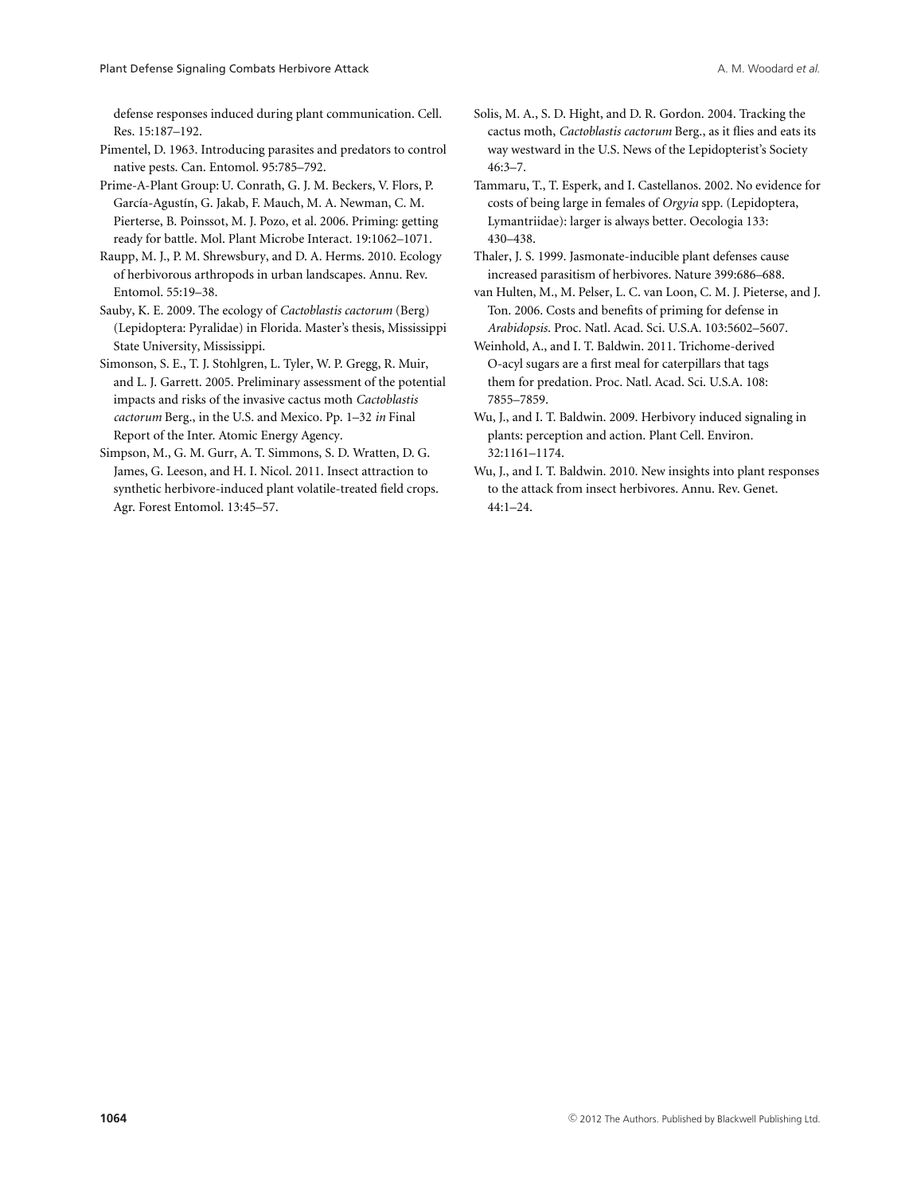defense responses induced during plant communication. Cell. Res. 15:187–192.

Pimentel, D. 1963. Introducing parasites and predators to control native pests. Can. Entomol. 95:785–792.

Prime-A-Plant Group: U. Conrath, G. J. M. Beckers, V. Flors, P. García-Agustín, G. Jakab, F. Mauch, M. A. Newman, C. M. Pierterse, B. Poinssot, M. J. Pozo, et al. 2006. Priming: getting ready for battle. Mol. Plant Microbe Interact. 19:1062–1071.

Raupp, M. J., P. M. Shrewsbury, and D. A. Herms. 2010. Ecology of herbivorous arthropods in urban landscapes. Annu. Rev. Entomol. 55:19–38.

Sauby, K. E. 2009. The ecology of *Cactoblastis cactorum* (Berg) (Lepidoptera: Pyralidae) in Florida. Master's thesis, Mississippi State University, Mississippi.

Simonson, S. E., T. J. Stohlgren, L. Tyler, W. P. Gregg, R. Muir, and L. J. Garrett. 2005. Preliminary assessment of the potential impacts and risks of the invasive cactus moth *Cactoblastis cactorum* Berg., in the U.S. and Mexico. Pp. 1–32 *in* Final Report of the Inter. Atomic Energy Agency.

Simpson, M., G. M. Gurr, A. T. Simmons, S. D. Wratten, D. G. James, G. Leeson, and H. I. Nicol. 2011. Insect attraction to synthetic herbivore-induced plant volatile-treated field crops. Agr. Forest Entomol. 13:45–57.

Solis, M. A., S. D. Hight, and D. R. Gordon. 2004. Tracking the cactus moth, *Cactoblastis cactorum* Berg., as it flies and eats its way westward in the U.S. News of the Lepidopterist's Society 46:3–7.

Tammaru, T., T. Esperk, and I. Castellanos. 2002. No evidence for costs of being large in females of *Orgyia* spp. (Lepidoptera, Lymantriidae): larger is always better. Oecologia 133: 430–438.

Thaler, J. S. 1999. Jasmonate-inducible plant defenses cause increased parasitism of herbivores. Nature 399:686–688.

van Hulten, M., M. Pelser, L. C. van Loon, C. M. J. Pieterse, and J. Ton. 2006. Costs and benefits of priming for defense in *Arabidopsis*. Proc. Natl. Acad. Sci. U.S.A. 103:5602–5607.

Weinhold, A., and I. T. Baldwin. 2011. Trichome-derived O-acyl sugars are a first meal for caterpillars that tags them for predation. Proc. Natl. Acad. Sci. U.S.A. 108: 7855–7859.

Wu, J., and I. T. Baldwin. 2009. Herbivory induced signaling in plants: perception and action. Plant Cell. Environ. 32:1161–1174.

Wu, J., and I. T. Baldwin. 2010. New insights into plant responses to the attack from insect herbivores. Annu. Rev. Genet. 44:1–24.